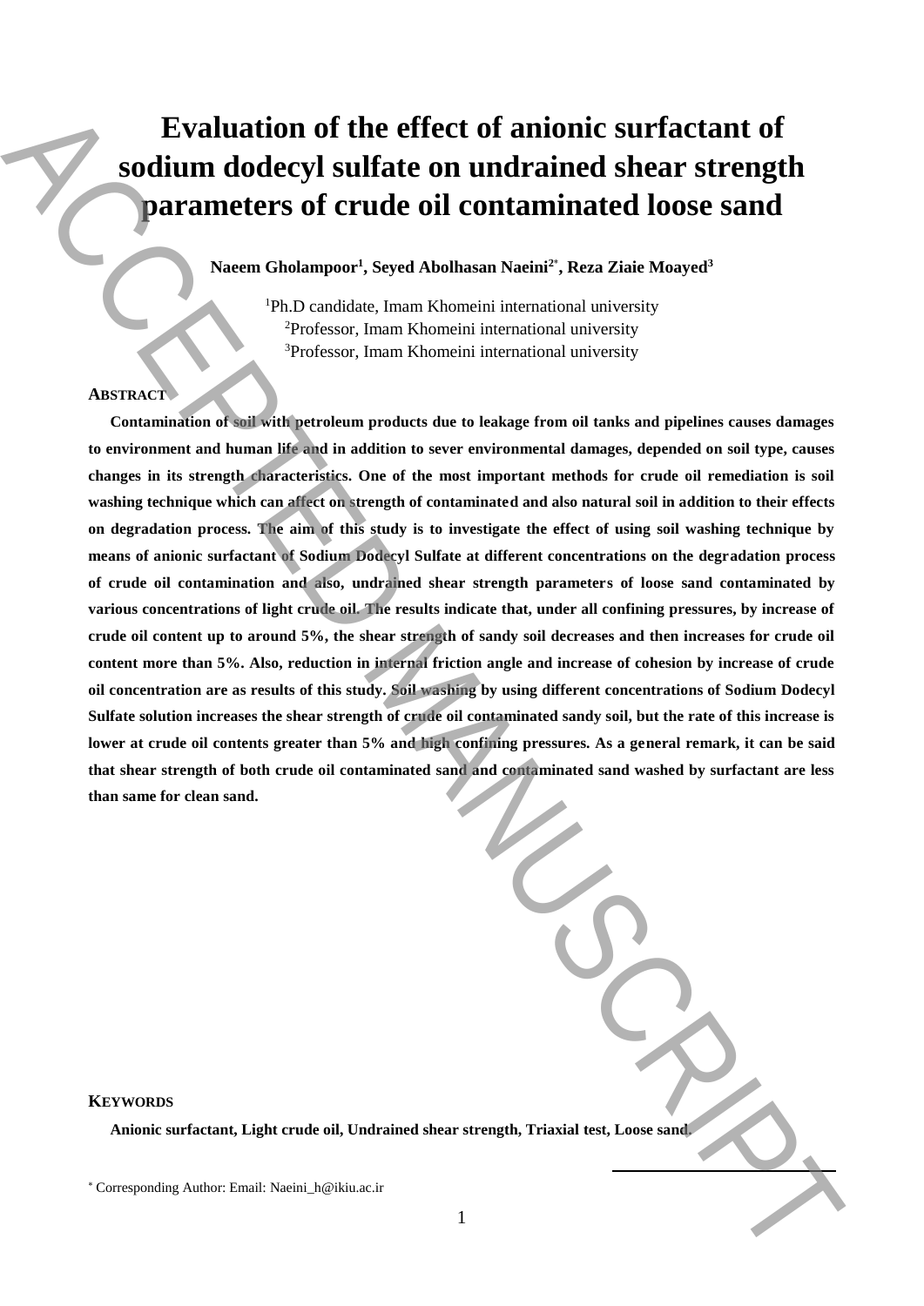# Evaluation of the effect of anionic surfactant of sodium dodecyl sulfate on undrained shear strength parameters of crude oil contaminated loose sand

**Naeem Gholampoor[1], Seyed Abolhasan Naeini[2*], Reza Ziaie Moayed[3]**

[1]Ph.D candidate, Imam Khomeini international university
[2]Professor, Imam Khomeini international university
[3]Professor, Imam Khomeini international university

## ABSTRACT

**Contamination of soil with petroleum products due to leakage from oil tanks and pipelines causes damages to environment and human life and in addition to sever environmental damages, depended on soil type, causes changes in its strength characteristics. One of the most important methods for crude oil remediation is soil washing technique which can affect on strength of contaminated and also natural soil in addition to their effects on degradation process. The aim of this study is to investigate the effect of using soil washing technique by means of anionic surfactant of Sodium Dodecyl Sulfate at different concentrations on the degradation process of crude oil contamination and also, undrained shear strength parameters of loose sand contaminated by various concentrations of light crude oil. The results indicate that, under all confining pressures, by increase of crude oil content up to around 5%, the shear strength of sandy soil decreases and then increases for crude oil content more than 5%. Also, reduction in internal friction angle and increase of cohesion by increase of crude oil concentration are as results of this study. Soil washing by using different concentrations of Sodium Dodecyl Sulfate solution increases the shear strength of crude oil contaminated sandy soil, but the rate of this increase is lower at crude oil contents greater than 5% and high confining pressures. As a general remark, it can be said that shear strength of both crude oil contaminated sand and contaminated sand washed by surfactant are less than same for clean sand.**

## KEYWORDS

**Anionic surfactant, Light crude oil, Undrained shear strength, Triaxial test, Loose sand.**

[*] Corresponding Author: Email: Naeini_h@ikiu.ac.ir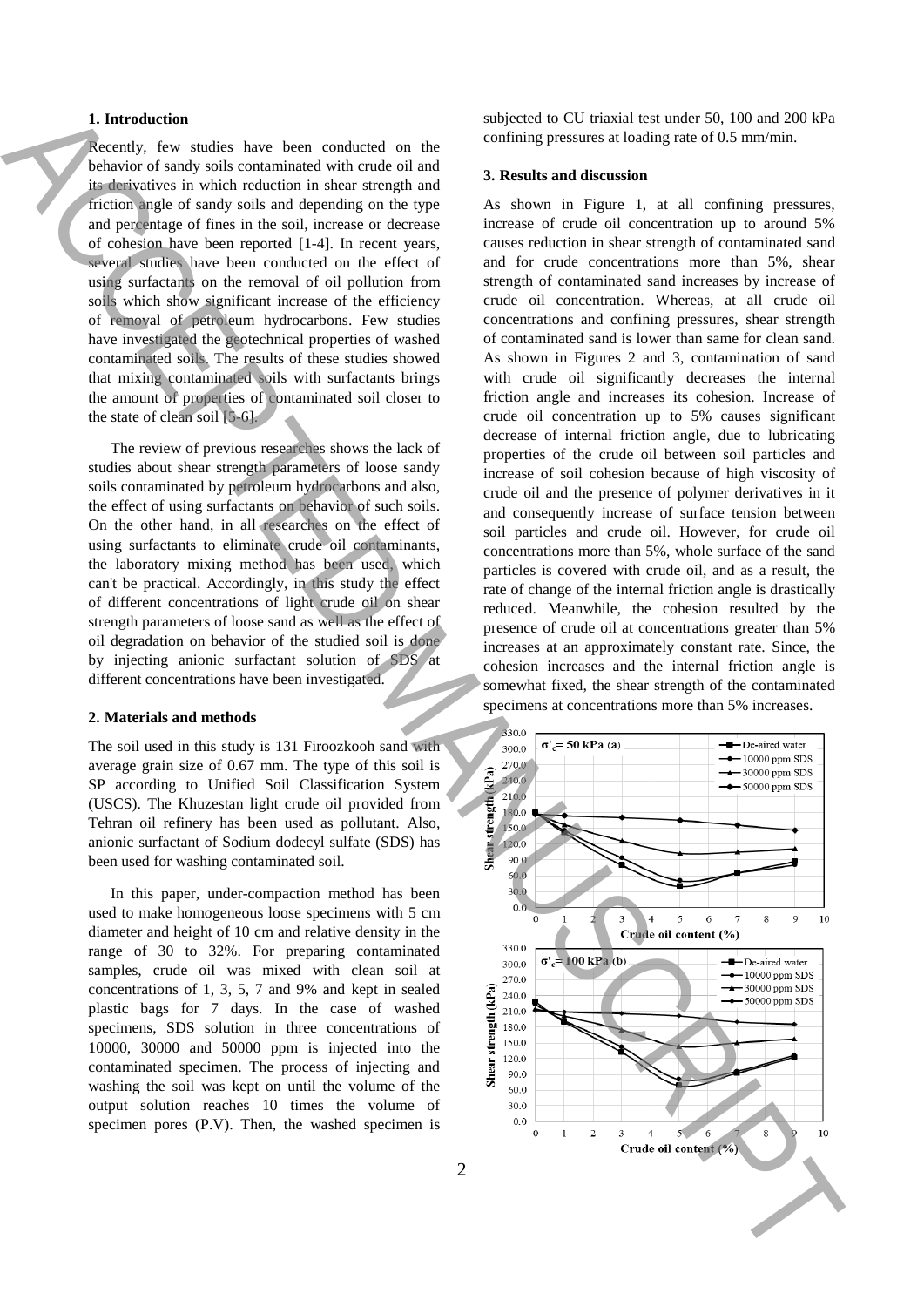## 1. Introduction

Recently, few studies have been conducted on the behavior of sandy soils contaminated with crude oil and its derivatives in which reduction in shear strength and friction angle of sandy soils and depending on the type and percentage of fines in the soil, increase or decrease of cohesion have been reported [1-4]. In recent years, several studies have been conducted on the effect of using surfactants on the removal of oil pollution from soils which show significant increase of the efficiency of removal of petroleum hydrocarbons. Few studies have investigated the geotechnical properties of washed contaminated soils. The results of these studies showed that mixing contaminated soils with surfactants brings the amount of properties of contaminated soil closer to the state of clean soil [5-6].

The review of previous researches shows the lack of studies about shear strength parameters of loose sandy soils contaminated by petroleum hydrocarbons and also, the effect of using surfactants on behavior of such soils. On the other hand, in all researches on the effect of using surfactants to eliminate crude oil contaminants, the laboratory mixing method has been used, which can't be practical. Accordingly, in this study the effect of different concentrations of light crude oil on shear strength parameters of loose sand as well as the effect of oil degradation on behavior of the studied soil is done by injecting anionic surfactant solution of SDS at different concentrations have been investigated.

## 2. Materials and methods

The soil used in this study is 131 Firoozkooh sand with average grain size of 0.67 mm. The type of this soil is SP according to Unified Soil Classification System (USCS). The Khuzestan light crude oil provided from Tehran oil refinery has been used as pollutant. Also, anionic surfactant of Sodium dodecyl sulfate (SDS) has been used for washing contaminated soil.

In this paper, under-compaction method has been used to make homogeneous loose specimens with 5 cm diameter and height of 10 cm and relative density in the range of 30 to 32%. For preparing contaminated samples, crude oil was mixed with clean soil at concentrations of 1, 3, 5, 7 and 9% and kept in sealed plastic bags for 7 days. In the case of washed specimens, SDS solution in three concentrations of 10000, 30000 and 50000 ppm is injected into the contaminated specimen. The process of injecting and washing the soil was kept on until the volume of the output solution reaches 10 times the volume of specimen pores (P.V). Then, the washed specimen is subjected to CU triaxial test under 50, 100 and 200 kPa confining pressures at loading rate of 0.5 mm/min.

## 3. Results and discussion

As shown in Figure 1, at all confining pressures, increase of crude oil concentration up to around 5% causes reduction in shear strength of contaminated sand and for crude concentrations more than 5%, shear strength of contaminated sand increases by increase of crude oil concentration. Whereas, at all crude oil concentrations and confining pressures, shear strength of contaminated sand is lower than same for clean sand. As shown in Figures 2 and 3, contamination of sand with crude oil significantly decreases the internal friction angle and increases its cohesion. Increase of crude oil concentration up to 5% causes significant decrease of internal friction angle, due to lubricating properties of the crude oil between soil particles and increase of soil cohesion because of high viscosity of crude oil and the presence of polymer derivatives in it and consequently increase of surface tension between soil particles and crude oil. However, for crude oil concentrations more than 5%, whole surface of the sand particles is covered with crude oil, and as a result, the rate of change of the internal friction angle is drastically reduced. Meanwhile, the cohesion resulted by the presence of crude oil at concentrations greater than 5% increases at an approximately constant rate. Since, the cohesion increases and the internal friction angle is somewhat fixed, the shear strength of the contaminated specimens at concentrations more than 5% increases.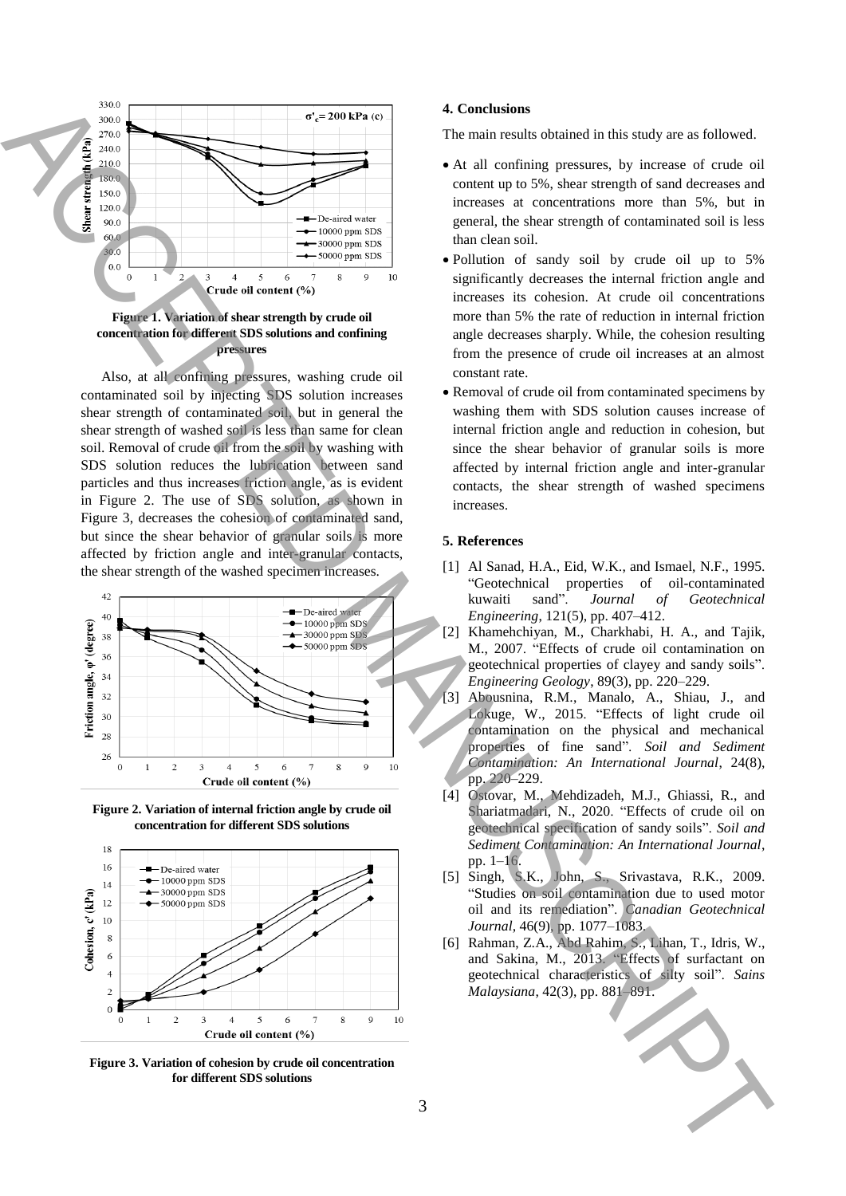330.0
300.0
270.0
240.0
210.0
180.0
150.0
120.0
90.0
60.0
30.0
0.0
Shear strength (kPa)
$\sigma'_c = 200$ kPa (c)
De-aired water
10000 ppm SDS
30000 ppm SDS
50000 ppm SDS
0 1 2 3 4 5 6 7 8 9 10
Crude oil content (%)

**Figure 1. Variation of shear strength by crude oil concentration for different SDS solutions and confining pressures**

Also, at all confining pressures, washing crude oil contaminated soil by injecting SDS solution increases shear strength of contaminated soil, but in general the shear strength of washed soil is less than same for clean soil. Removal of crude oil from the soil by washing with SDS solution reduces the lubrication between sand particles and thus increases friction angle, as is evident in Figure 2. The use of SDS solution, as shown in Figure 3, decreases the cohesion of contaminated sand, but since the shear behavior of granular soils is more affected by friction angle and inter-granular contacts, the shear strength of the washed specimen increases.

42
40
38
36
34
32
30
28
26
Friction angle, φ' (degree)
De-aired water
10000 ppm SDS
30000 ppm SDS
50000 ppm SDS
0 1 2 3 4 5 6 7 8 9 10
Crude oil content (%)

**Figure 2. Variation of internal friction angle by crude oil concentration for different SDS solutions**

18
16
14
12
10
8
6
4
2
0
Cohesion, c' (kPa)
De-aired water
10000 ppm SDS
30000 ppm SDS
50000 ppm SDS
0 1 2 3 4 5 6 7 8 9 10
Crude oil content (%)

**Figure 3. Variation of cohesion by crude oil concentration for different SDS solutions**

## 4. Conclusions

The main results obtained in this study are as followed.

- At all confining pressures, by increase of crude oil content up to 5%, shear strength of sand decreases and increases at concentrations more than 5%, but in general, the shear strength of contaminated soil is less than clean soil.
- Pollution of sandy soil by crude oil up to 5% significantly decreases the internal friction angle and increases its cohesion. At crude oil concentrations more than 5% the rate of reduction in internal friction angle decreases sharply. While, the cohesion resulting from the presence of crude oil increases at an almost constant rate.
- Removal of crude oil from contaminated specimens by washing them with SDS solution causes increase of internal friction angle and reduction in cohesion, but since the shear behavior of granular soils is more affected by internal friction angle and inter-granular contacts, the shear strength of washed specimens increases.

## 5. References

[1] Al Sanad, H.A., Eid, W.K., and Ismael, N.F., 1995. "Geotechnical properties of oil-contaminated kuwaiti sand". *Journal of Geotechnical Engineering*, 121(5), pp. 407–412.

[2] Khamehchiyan, M., Charkhabi, H. A., and Tajik, M., 2007. "Effects of crude oil contamination on geotechnical properties of clayey and sandy soils". *Engineering Geology*, 89(3), pp. 220–229.

[3] Abousnina, R.M., Manalo, A., Shiau, J., and Lokuge, W., 2015. "Effects of light crude oil contamination on the physical and mechanical properties of fine sand". *Soil and Sediment Contamination: An International Journal*, 24(8), pp. 220–229.

[4] Ostovar, M., Mehdizadeh, M.J., Ghiassi, R., and Shariatmadari, N., 2020. "Effects of crude oil on geotechnical specification of sandy soils". *Soil and Sediment Contamination: An International Journal*, pp. 1–16.

[5] Singh, S.K., John, S., Srivastava, R.K., 2009. "Studies on soil contamination due to used motor oil and its remediation". *Canadian Geotechnical Journal*, 46(9), pp. 1077–1083.

[6] Rahman, Z.A., Abd Rahim, S., Lihan, T., Idris, W., and Sakina, M., 2013. "Effects of surfactant on geotechnical characteristics of silty soil". *Sains Malaysiana*, 42(3), pp. 881–891.